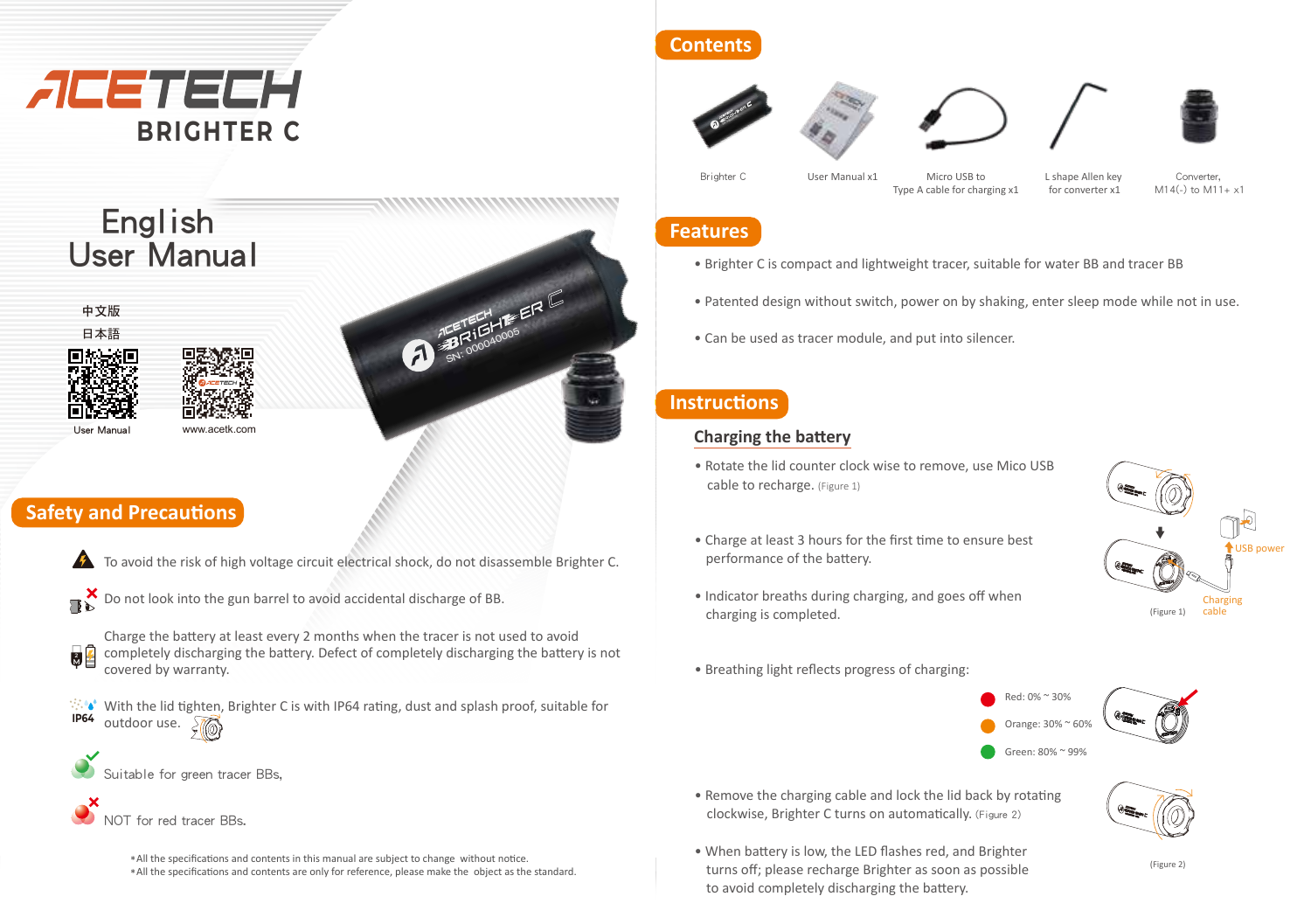# ACETECH BRIGHTER C

## English User Manual

中文版

日本語

User Manual

www.acetk.com

## Safety and Precautions

To avoid the risk of high voltage circuit electrical shock, do not disassemble Brighter C.

Do not look into the gun barrel to avoid accidental discharge of BB.

Charge the battery at least every 2 months when the tracer is not used to avoid completely discharging the battery. Defect of completely discharging the battery is not covered by warranty.

IP64 With the lid tighten, Brighter C is with IP64 rating, dust and splash proof, suitable for outdoor use.

Suitable for green tracer BBs,

NOT for red tracer BBs.

*All the specifications and contents in this manual are subject to change without notice.
*All the specifications and contents are only for reference, please make the object as the standard.

## Contents

| Brighter C | User Manual x1 | Micro USB to Type A cable for charging x1 | L shape Allen key for converter x1 | Converter, M14(-) to M11+ x1 |
|---|---|---|---|---|

## Features

- Brighter C is compact and lightweight tracer, suitable for water BB and tracer BB
- Patented design without switch, power on by shaking, enter sleep mode while not in use.
- Can be used as tracer module, and put into silencer.

## Instructions

### Charging the battery

- Rotate the lid counter clock wise to remove, use Mico USB cable to recharge. (Figure 1)
- Charge at least 3 hours for the first time to ensure best performance of the battery.
- Indicator breaths during charging, and goes off when charging is completed.

USB power

Charging cable

(Figure 1)

- Breathing light reflects progress of charging:

Red: 0% ~ 30%

Orange: 30% ~ 60%

Green: 80% ~ 99%

- Remove the charging cable and lock the lid back by rotating clockwise, Brighter C turns on automatically. (Figure 2)
- When battery is low, the LED flashes red, and Brighter turns off; please recharge Brighter as soon as possible to avoid completely discharging the battery.

(Figure 2)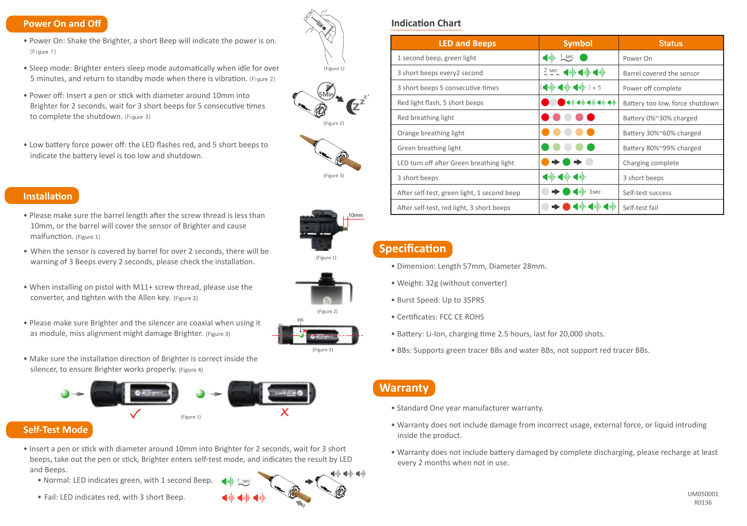## Power On and Off

- Power On: Shake the Brighter, a short Beep will indicate the power is on. (Figure 1)
- Sleep mode: Brighter enters sleep mode automatically when idle for over 5 minutes, and return to standby mode when there is vibration. (Figure 2)
- Power off: Insert a pen or stick with diameter around 10mm into Brighter for 2 seconds, wait for 3 short beeps for 5 consecutive times to complete the shutdown. (Figure 3)
- Low battery force power off: the LED flashes red, and 5 short beeps to indicate the battery level is too low and shutdown.

(Figure 1)

5Min

(Figure 2)

(Figure 3)

## Installation

- Please make sure the barrel length after the screw thread is less than 10mm, or the barrel will cover the sensor of Brighter and cause malfunction. (Figure 1)
- When the sensor is covered by barrel for over 2 seconds, there will be warning of 3 Beeps every 2 seconds, please check the installation.
- When installing on pistol with M11+ screw thread, please use the converter, and tighten with the Allen key. (Figure 2)
- Please make sure Brighter and the silencer are coaxial when using it as module, miss alignment might damage Brighter. (Figure 3)
- Make sure the installation direction of Brighter is correct inside the silencer, to ensure Brighter works properly. (Figure 4)

10mm

(Figure 1)

(Figure 2)

BB

(Figure 3)

(Figure 1)

## Self-Test Mode

- Insert a pen or stick with diameter around 10mm into Brighter for 2 seconds, wait for 3 short beeps, take out the pen or stick, Brighter enters self-test mode, and indicates the result by LED and Beeps.
  - Normal: LED indicates green, with 1 second Beep.
  - Fail: LED indicates red, with 3 short Beep.

1 sec

## Indication Chart

| LED and Beeps | Symbol | Status |
|---|---|---|
| 1 second beep, green light | 1 sec | Power On |
| 3 short beeps every2 second | 2 sec | Barrel covered the sensor |
| 3 short beeps 5 consecutive times | ( ) x 5 | Power off complete |
| Red light flash, 5 short beeps | | Battery too low, force shutdown |
| Red breathing light | | Battery 0%~30% charged |
| Orange breathing light | | Battery 30%~60% charged |
| Green breathing light | | Battery 80%~99% charged |
| LED turn off after Green breathing light | | Charging complete |
| 3 short beeps | | 3 short beeps |
| After self-test, green light, 1 second beep | 1sec | Self-test success |
| After self-test, red light, 3 short beeps | | Self-test fail |

## Specification

- Dimension: Length 57mm, Diameter 28mm.
- Weight: 32g (without converter)
- Burst Speed: Up to 35PRS
- Certificates: FCC CE ROHS
- Battery: Li-Ion, charging time 2.5 hours, last for 20,000 shots.
- BBs: Supports green tracer BBs and water BBs, not support red tracer BBs.

## Warranty

- Standard One year manufacturer warranty.
- Warranty does not include damage from incorrect usage, external force, or liquid intruding inside the product.
- Warranty does not include battery damaged by complete discharging, please recharge at least every 2 months when not in use.

UM050001
R0136